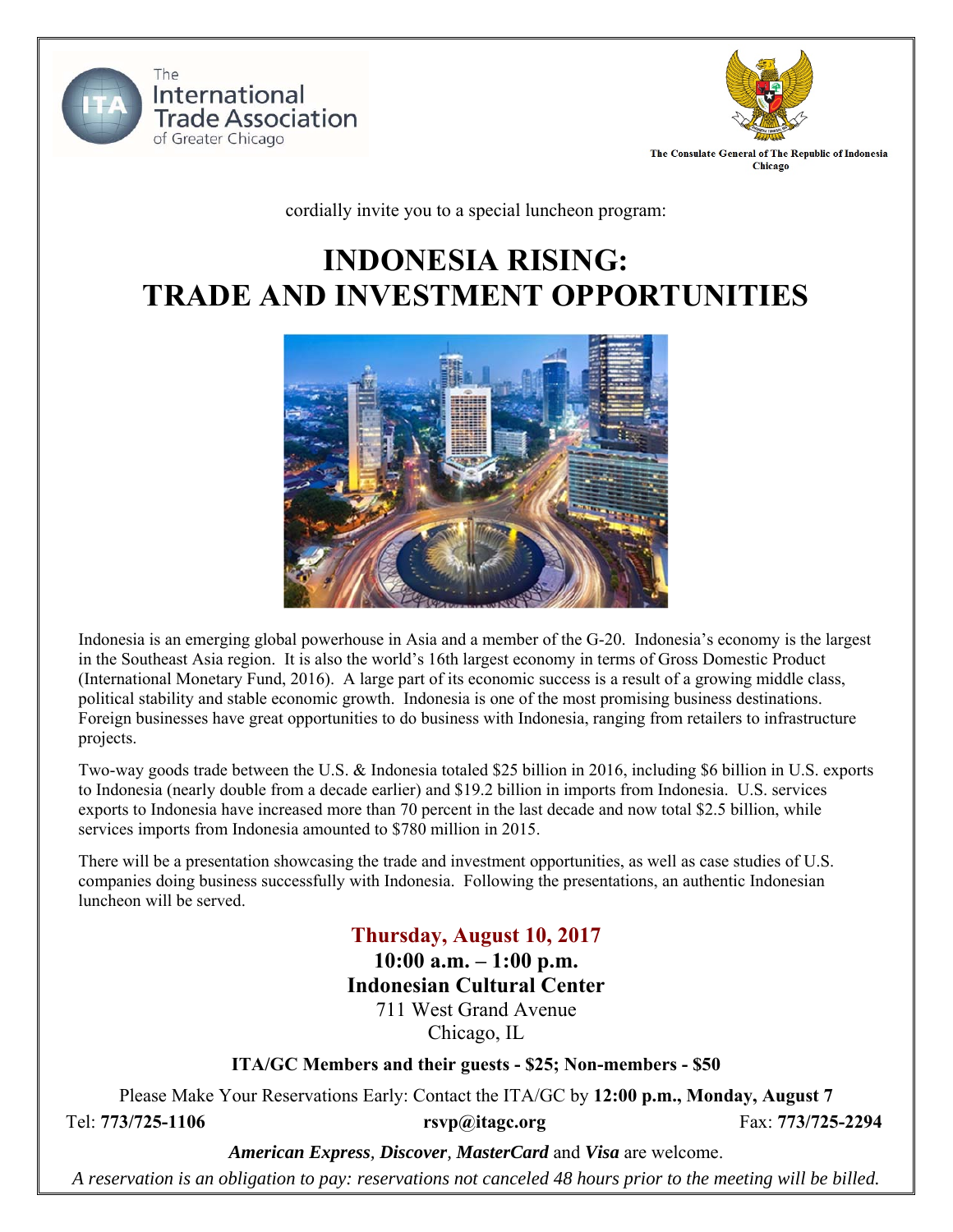The International Trade Association of Greater Chicago

The Consulate General of The Republic of Indonesia Chicago

cordially invite you to a special luncheon program:

# INDONESIA RISING: TRADE AND INVESTMENT OPPORTUNITIES

Indonesia is an emerging global powerhouse in Asia and a member of the G-20. Indonesia's economy is the largest in the Southeast Asia region. It is also the world's 16th largest economy in terms of Gross Domestic Product (International Monetary Fund, 2016). A large part of its economic success is a result of a growing middle class, political stability and stable economic growth. Indonesia is one of the most promising business destinations. Foreign businesses have great opportunities to do business with Indonesia, ranging from retailers to infrastructure projects.

Two-way goods trade between the U.S. & Indonesia totaled $25 billion in 2016, including $6 billion in U.S. exports to Indonesia (nearly double from a decade earlier) and $19.2 billion in imports from Indonesia. U.S. services exports to Indonesia have increased more than 70 percent in the last decade and now total $2.5 billion, while services imports from Indonesia amounted to $780 million in 2015.

There will be a presentation showcasing the trade and investment opportunities, as well as case studies of U.S. companies doing business successfully with Indonesia. Following the presentations, an authentic Indonesian luncheon will be served.

**Thursday, August 10, 2017**
**10:00 a.m. – 1:00 p.m.**
**Indonesian Cultural Center**
711 West Grand Avenue
Chicago, IL

**ITA/GC Members and their guests - $25; Non-members - $50**

Please Make Your Reservations Early: Contact the ITA/GC by **12:00 p.m., Monday, August 7**

Tel: **773/725-1106** | **rsvp@itagc.org** | Fax: **773/725-2294**

***American Express***, ***Discover***, ***MasterCard*** and ***Visa*** are welcome.

*A reservation is an obligation to pay: reservations not canceled 48 hours prior to the meeting will be billed.*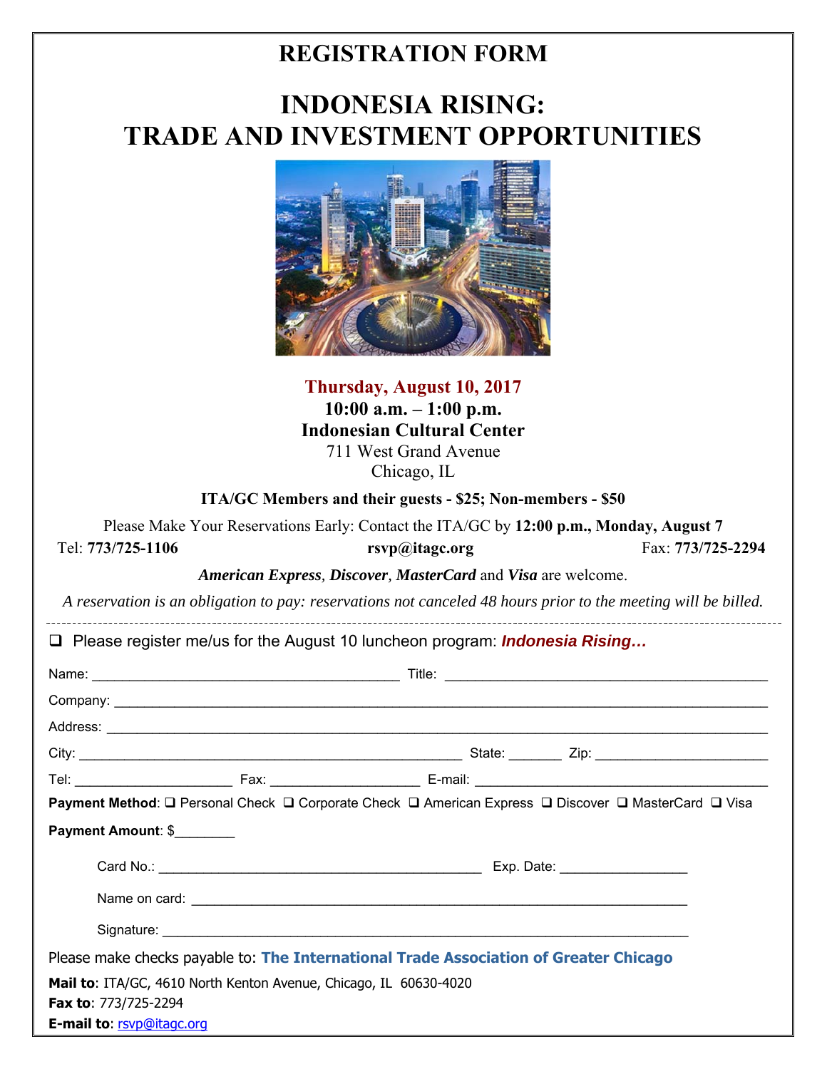# REGISTRATION FORM

# INDONESIA RISING: TRADE AND INVESTMENT OPPORTUNITIES

**Thursday, August 10, 2017**
**10:00 a.m. – 1:00 p.m.**
**Indonesian Cultural Center**
711 West Grand Avenue
Chicago, IL

**ITA/GC Members and their guests - $25; Non-members - $50**

Please Make Your Reservations Early: Contact the ITA/GC by **12:00 p.m., Monday, August 7**

Tel: **773/725-1106** **rsvp@itagc.org** Fax: **773/725-2294**

***American Express***, ***Discover***, ***MasterCard*** and ***Visa*** are welcome.

*A reservation is an obligation to pay: reservations not canceled 48 hours prior to the meeting will be billed.*

---

❑ Please register me/us for the August 10 luncheon program: ***Indonesia Rising…***

Name: ________________________________ Title: ________________________________

Company: ____________________________________________________________________

Address: _____________________________________________________________________

City: ________________________________ State: _______ Zip: ____________________

Tel: ____________________ Fax: ___________________ E-mail: _______________________

**Payment Method**: ❑ Personal Check ❑ Corporate Check ❑ American Express ❑ Discover ❑ MasterCard ❑ Visa

**Payment Amount**: $________

Card No.: ________________________________________ Exp. Date: ________________

Name on card: ______________________________________________________________

Signature: _________________________________________________________________

Please make checks payable to: **The International Trade Association of Greater Chicago**

**Mail to**: ITA/GC, 4610 North Kenton Avenue, Chicago, IL 60630-4020
**Fax to**: 773/725-2294
**E-mail to**: rsvp@itagc.org